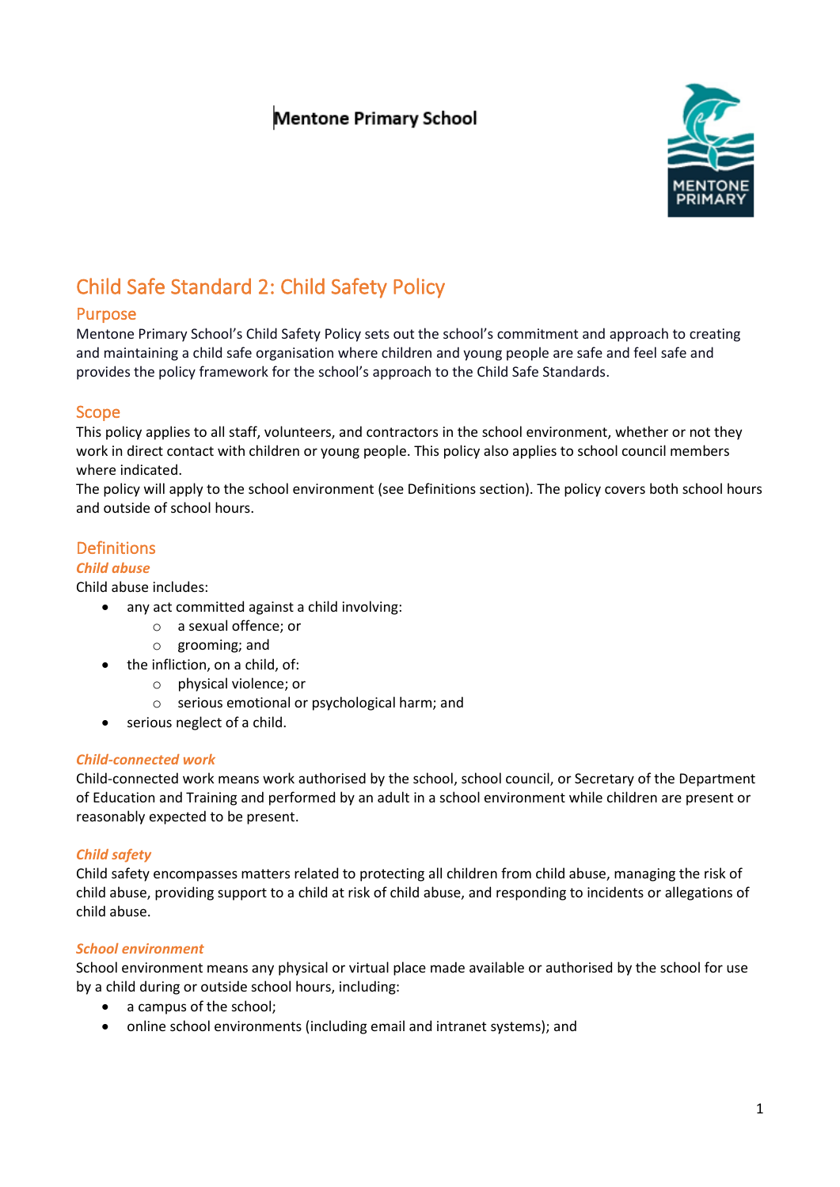Mentone Primary School

# Child Safe Standard 2: Child Safety Policy

## Purpose

Mentone Primary School's Child Safety Policy sets out the school's commitment and approach to creating and maintaining a child safe organisation where children and young people are safe and feel safe and provides the policy framework for the school's approach to the Child Safe Standards.

## Scope

This policy applies to all staff, volunteers, and contractors in the school environment, whether or not they work in direct contact with children or young people. This policy also applies to school council members where indicated.

The policy will apply to the school environment (see Definitions section). The policy covers both school hours and outside of school hours.

## Definitions

### *Child abuse*

Child abuse includes:

- any act committed against a child involving:
  - a sexual offence; or
  - grooming; and
- the infliction, on a child, of:
  - physical violence; or
  - serious emotional or psychological harm; and
- serious neglect of a child.

### *Child-connected work*

Child-connected work means work authorised by the school, school council, or Secretary of the Department of Education and Training and performed by an adult in a school environment while children are present or reasonably expected to be present.

### *Child safety*

Child safety encompasses matters related to protecting all children from child abuse, managing the risk of child abuse, providing support to a child at risk of child abuse, and responding to incidents or allegations of child abuse.

### *School environment*

School environment means any physical or virtual place made available or authorised by the school for use by a child during or outside school hours, including:

- a campus of the school;
- online school environments (including email and intranet systems); and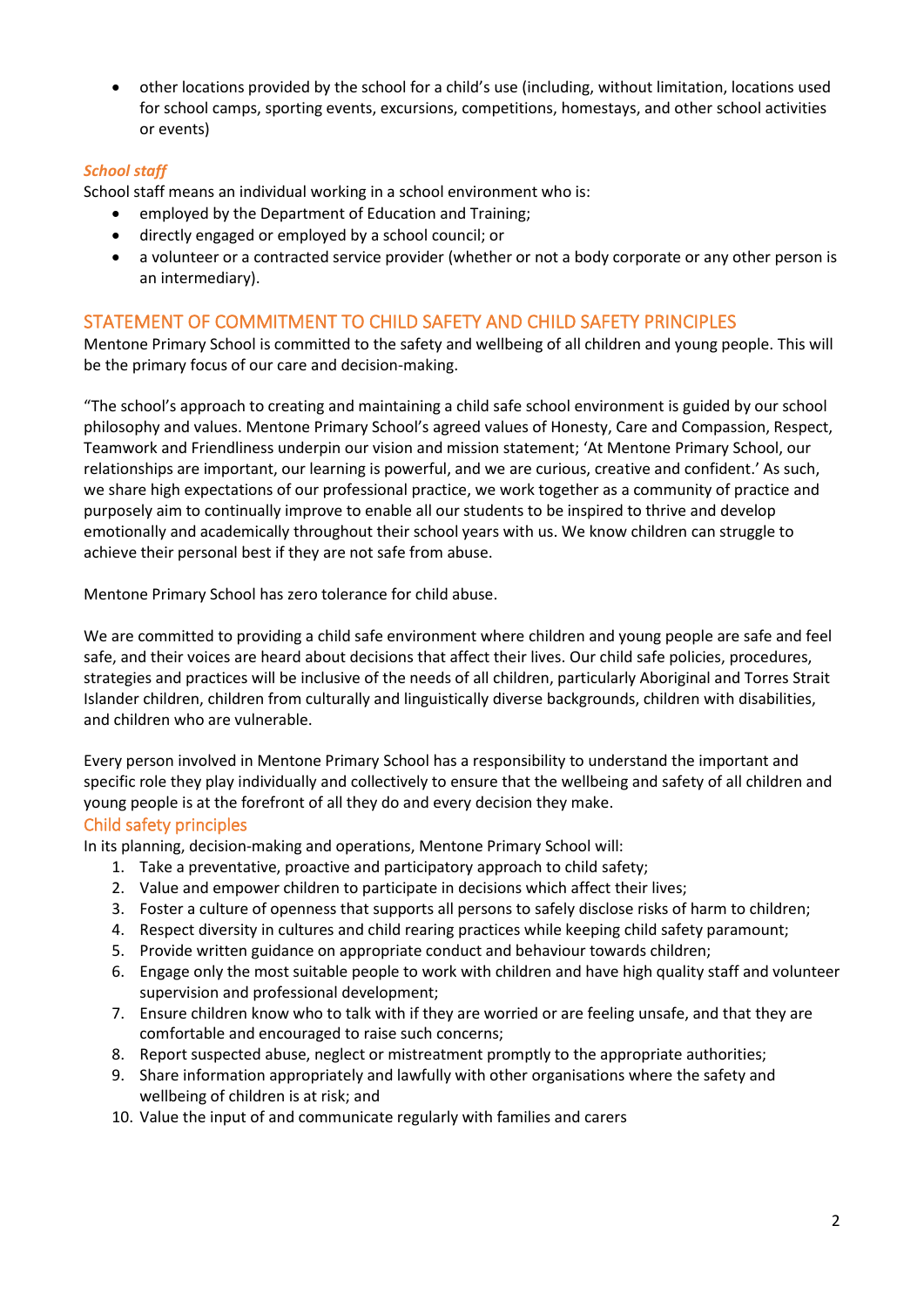- other locations provided by the school for a child's use (including, without limitation, locations used for school camps, sporting events, excursions, competitions, homestays, and other school activities or events)

### *School staff*

School staff means an individual working in a school environment who is:

- employed by the Department of Education and Training;
- directly engaged or employed by a school council; or
- a volunteer or a contracted service provider (whether or not a body corporate or any other person is an intermediary).

## STATEMENT OF COMMITMENT TO CHILD SAFETY AND CHILD SAFETY PRINCIPLES

Mentone Primary School is committed to the safety and wellbeing of all children and young people. This will be the primary focus of our care and decision-making.

"The school's approach to creating and maintaining a child safe school environment is guided by our school philosophy and values. Mentone Primary School's agreed values of Honesty, Care and Compassion, Respect, Teamwork and Friendliness underpin our vision and mission statement; 'At Mentone Primary School, our relationships are important, our learning is powerful, and we are curious, creative and confident.' As such, we share high expectations of our professional practice, we work together as a community of practice and purposely aim to continually improve to enable all our students to be inspired to thrive and develop emotionally and academically throughout their school years with us. We know children can struggle to achieve their personal best if they are not safe from abuse.

Mentone Primary School has zero tolerance for child abuse.

We are committed to providing a child safe environment where children and young people are safe and feel safe, and their voices are heard about decisions that affect their lives. Our child safe policies, procedures, strategies and practices will be inclusive of the needs of all children, particularly Aboriginal and Torres Strait Islander children, children from culturally and linguistically diverse backgrounds, children with disabilities, and children who are vulnerable.

Every person involved in Mentone Primary School has a responsibility to understand the important and specific role they play individually and collectively to ensure that the wellbeing and safety of all children and young people is at the forefront of all they do and every decision they make.

### Child safety principles

In its planning, decision-making and operations, Mentone Primary School will:

1. Take a preventative, proactive and participatory approach to child safety;
2. Value and empower children to participate in decisions which affect their lives;
3. Foster a culture of openness that supports all persons to safely disclose risks of harm to children;
4. Respect diversity in cultures and child rearing practices while keeping child safety paramount;
5. Provide written guidance on appropriate conduct and behaviour towards children;
6. Engage only the most suitable people to work with children and have high quality staff and volunteer supervision and professional development;
7. Ensure children know who to talk with if they are worried or are feeling unsafe, and that they are comfortable and encouraged to raise such concerns;
8. Report suspected abuse, neglect or mistreatment promptly to the appropriate authorities;
9. Share information appropriately and lawfully with other organisations where the safety and wellbeing of children is at risk; and
10. Value the input of and communicate regularly with families and carers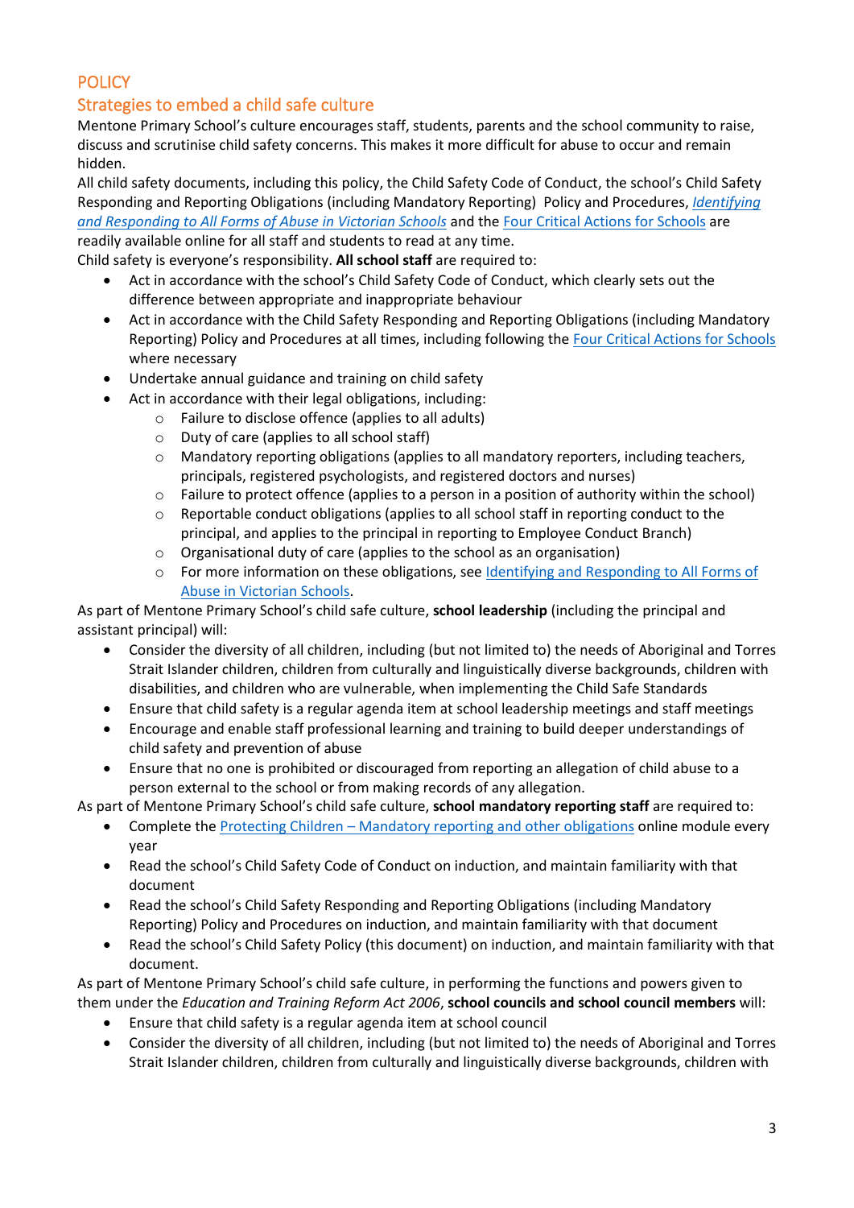# POLICY

## Strategies to embed a child safe culture

Mentone Primary School's culture encourages staff, students, parents and the school community to raise, discuss and scrutinise child safety concerns. This makes it more difficult for abuse to occur and remain hidden.

All child safety documents, including this policy, the Child Safety Code of Conduct, the school's Child Safety Responding and Reporting Obligations (including Mandatory Reporting) Policy and Procedures, *Identifying and Responding to All Forms of Abuse in Victorian Schools* and the Four Critical Actions for Schools are readily available online for all staff and students to read at any time.

Child safety is everyone's responsibility. **All school staff** are required to:

- Act in accordance with the school's Child Safety Code of Conduct, which clearly sets out the difference between appropriate and inappropriate behaviour
- Act in accordance with the Child Safety Responding and Reporting Obligations (including Mandatory Reporting) Policy and Procedures at all times, including following the Four Critical Actions for Schools where necessary
- Undertake annual guidance and training on child safety
- Act in accordance with their legal obligations, including:
  - Failure to disclose offence (applies to all adults)
  - Duty of care (applies to all school staff)
  - Mandatory reporting obligations (applies to all mandatory reporters, including teachers, principals, registered psychologists, and registered doctors and nurses)
  - Failure to protect offence (applies to a person in a position of authority within the school)
  - Reportable conduct obligations (applies to all school staff in reporting conduct to the principal, and applies to the principal in reporting to Employee Conduct Branch)
  - Organisational duty of care (applies to the school as an organisation)
  - For more information on these obligations, see Identifying and Responding to All Forms of Abuse in Victorian Schools.

As part of Mentone Primary School's child safe culture, **school leadership** (including the principal and assistant principal) will:

- Consider the diversity of all children, including (but not limited to) the needs of Aboriginal and Torres Strait Islander children, children from culturally and linguistically diverse backgrounds, children with disabilities, and children who are vulnerable, when implementing the Child Safe Standards
- Ensure that child safety is a regular agenda item at school leadership meetings and staff meetings
- Encourage and enable staff professional learning and training to build deeper understandings of child safety and prevention of abuse
- Ensure that no one is prohibited or discouraged from reporting an allegation of child abuse to a person external to the school or from making records of any allegation.

As part of Mentone Primary School's child safe culture, **school mandatory reporting staff** are required to:

- Complete the Protecting Children – Mandatory reporting and other obligations online module every year
- Read the school's Child Safety Code of Conduct on induction, and maintain familiarity with that document
- Read the school's Child Safety Responding and Reporting Obligations (including Mandatory Reporting) Policy and Procedures on induction, and maintain familiarity with that document
- Read the school's Child Safety Policy (this document) on induction, and maintain familiarity with that document.

As part of Mentone Primary School's child safe culture, in performing the functions and powers given to them under the *Education and Training Reform Act 2006*, **school councils and school council members** will:

- Ensure that child safety is a regular agenda item at school council
- Consider the diversity of all children, including (but not limited to) the needs of Aboriginal and Torres Strait Islander children, children from culturally and linguistically diverse backgrounds, children with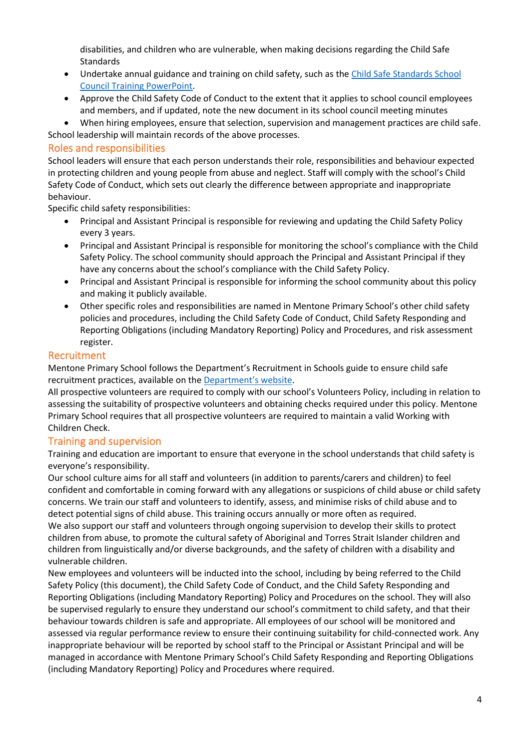disabilities, and children who are vulnerable, when making decisions regarding the Child Safe Standards

- Undertake annual guidance and training on child safety, such as the [Child Safe Standards School Council Training PowerPoint](#).
- Approve the Child Safety Code of Conduct to the extent that it applies to school council employees and members, and if updated, note the new document in its school council meeting minutes
- When hiring employees, ensure that selection, supervision and management practices are child safe.

School leadership will maintain records of the above processes.

## Roles and responsibilities

School leaders will ensure that each person understands their role, responsibilities and behaviour expected in protecting children and young people from abuse and neglect. Staff will comply with the school's Child Safety Code of Conduct, which sets out clearly the difference between appropriate and inappropriate behaviour.

Specific child safety responsibilities:

- Principal and Assistant Principal is responsible for reviewing and updating the Child Safety Policy every 3 years.
- Principal and Assistant Principal is responsible for monitoring the school's compliance with the Child Safety Policy. The school community should approach the Principal and Assistant Principal if they have any concerns about the school's compliance with the Child Safety Policy.
- Principal and Assistant Principal is responsible for informing the school community about this policy and making it publicly available.
- Other specific roles and responsibilities are named in Mentone Primary School's other child safety policies and procedures, including the Child Safety Code of Conduct, Child Safety Responding and Reporting Obligations (including Mandatory Reporting) Policy and Procedures, and risk assessment register.

## Recruitment

Mentone Primary School follows the Department's Recruitment in Schools guide to ensure child safe recruitment practices, available on the [Department's website](#).

All prospective volunteers are required to comply with our school's Volunteers Policy, including in relation to assessing the suitability of prospective volunteers and obtaining checks required under this policy. Mentone Primary School requires that all prospective volunteers are required to maintain a valid Working with Children Check.

## Training and supervision

Training and education are important to ensure that everyone in the school understands that child safety is everyone's responsibility.

Our school culture aims for all staff and volunteers (in addition to parents/carers and children) to feel confident and comfortable in coming forward with any allegations or suspicions of child abuse or child safety concerns. We train our staff and volunteers to identify, assess, and minimise risks of child abuse and to detect potential signs of child abuse. This training occurs annually or more often as required.

We also support our staff and volunteers through ongoing supervision to develop their skills to protect children from abuse, to promote the cultural safety of Aboriginal and Torres Strait Islander children and children from linguistically and/or diverse backgrounds, and the safety of children with a disability and vulnerable children.

New employees and volunteers will be inducted into the school, including by being referred to the Child Safety Policy (this document), the Child Safety Code of Conduct, and the Child Safety Responding and Reporting Obligations (including Mandatory Reporting) Policy and Procedures on the school. They will also be supervised regularly to ensure they understand our school's commitment to child safety, and that their behaviour towards children is safe and appropriate. All employees of our school will be monitored and assessed via regular performance review to ensure their continuing suitability for child-connected work. Any inappropriate behaviour will be reported by school staff to the Principal or Assistant Principal and will be managed in accordance with Mentone Primary School's Child Safety Responding and Reporting Obligations (including Mandatory Reporting) Policy and Procedures where required.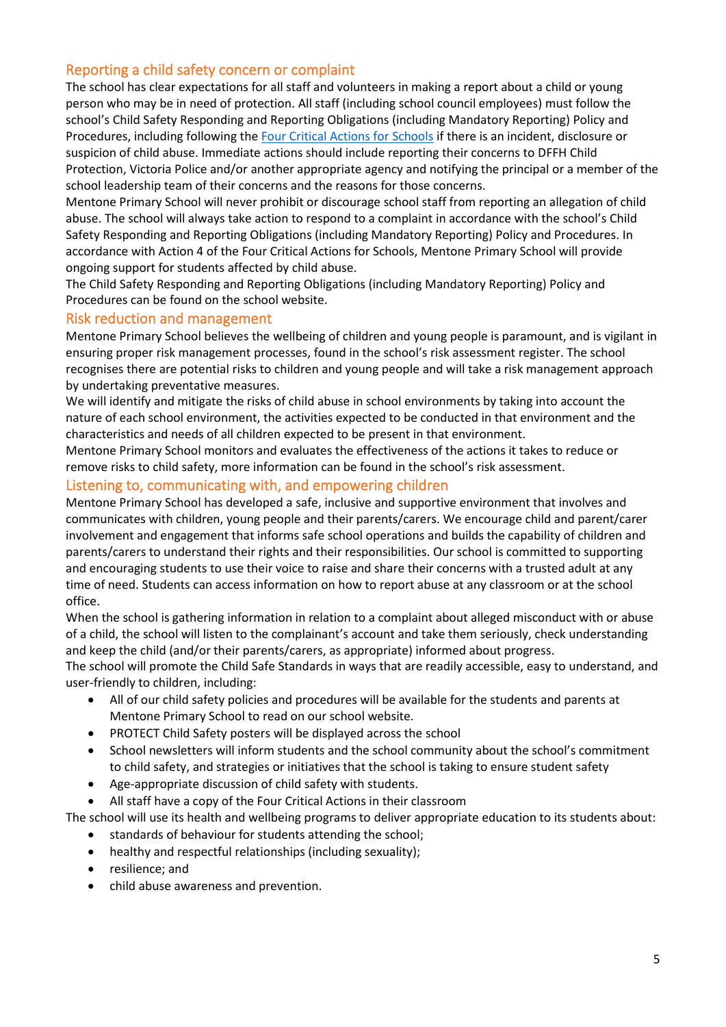## Reporting a child safety concern or complaint

The school has clear expectations for all staff and volunteers in making a report about a child or young person who may be in need of protection. All staff (including school council employees) must follow the school's Child Safety Responding and Reporting Obligations (including Mandatory Reporting) Policy and Procedures, including following the [Four Critical Actions for Schools] if there is an incident, disclosure or suspicion of child abuse. Immediate actions should include reporting their concerns to DFFH Child Protection, Victoria Police and/or another appropriate agency and notifying the principal or a member of the school leadership team of their concerns and the reasons for those concerns.

Mentone Primary School will never prohibit or discourage school staff from reporting an allegation of child abuse. The school will always take action to respond to a complaint in accordance with the school's Child Safety Responding and Reporting Obligations (including Mandatory Reporting) Policy and Procedures. In accordance with Action 4 of the Four Critical Actions for Schools, Mentone Primary School will provide ongoing support for students affected by child abuse.

The Child Safety Responding and Reporting Obligations (including Mandatory Reporting) Policy and Procedures can be found on the school website.

## Risk reduction and management

Mentone Primary School believes the wellbeing of children and young people is paramount, and is vigilant in ensuring proper risk management processes, found in the school's risk assessment register. The school recognises there are potential risks to children and young people and will take a risk management approach by undertaking preventative measures.

We will identify and mitigate the risks of child abuse in school environments by taking into account the nature of each school environment, the activities expected to be conducted in that environment and the characteristics and needs of all children expected to be present in that environment.

Mentone Primary School monitors and evaluates the effectiveness of the actions it takes to reduce or remove risks to child safety, more information can be found in the school's risk assessment.

## Listening to, communicating with, and empowering children

Mentone Primary School has developed a safe, inclusive and supportive environment that involves and communicates with children, young people and their parents/carers. We encourage child and parent/carer involvement and engagement that informs safe school operations and builds the capability of children and parents/carers to understand their rights and their responsibilities. Our school is committed to supporting and encouraging students to use their voice to raise and share their concerns with a trusted adult at any time of need. Students can access information on how to report abuse at any classroom or at the school office.

When the school is gathering information in relation to a complaint about alleged misconduct with or abuse of a child, the school will listen to the complainant's account and take them seriously, check understanding and keep the child (and/or their parents/carers, as appropriate) informed about progress.

The school will promote the Child Safe Standards in ways that are readily accessible, easy to understand, and user-friendly to children, including:

- All of our child safety policies and procedures will be available for the students and parents at Mentone Primary School to read on our school website.
- PROTECT Child Safety posters will be displayed across the school
- School newsletters will inform students and the school community about the school's commitment to child safety, and strategies or initiatives that the school is taking to ensure student safety
- Age-appropriate discussion of child safety with students.
- All staff have a copy of the Four Critical Actions in their classroom

The school will use its health and wellbeing programs to deliver appropriate education to its students about:

- standards of behaviour for students attending the school;
- healthy and respectful relationships (including sexuality);
- resilience; and
- child abuse awareness and prevention.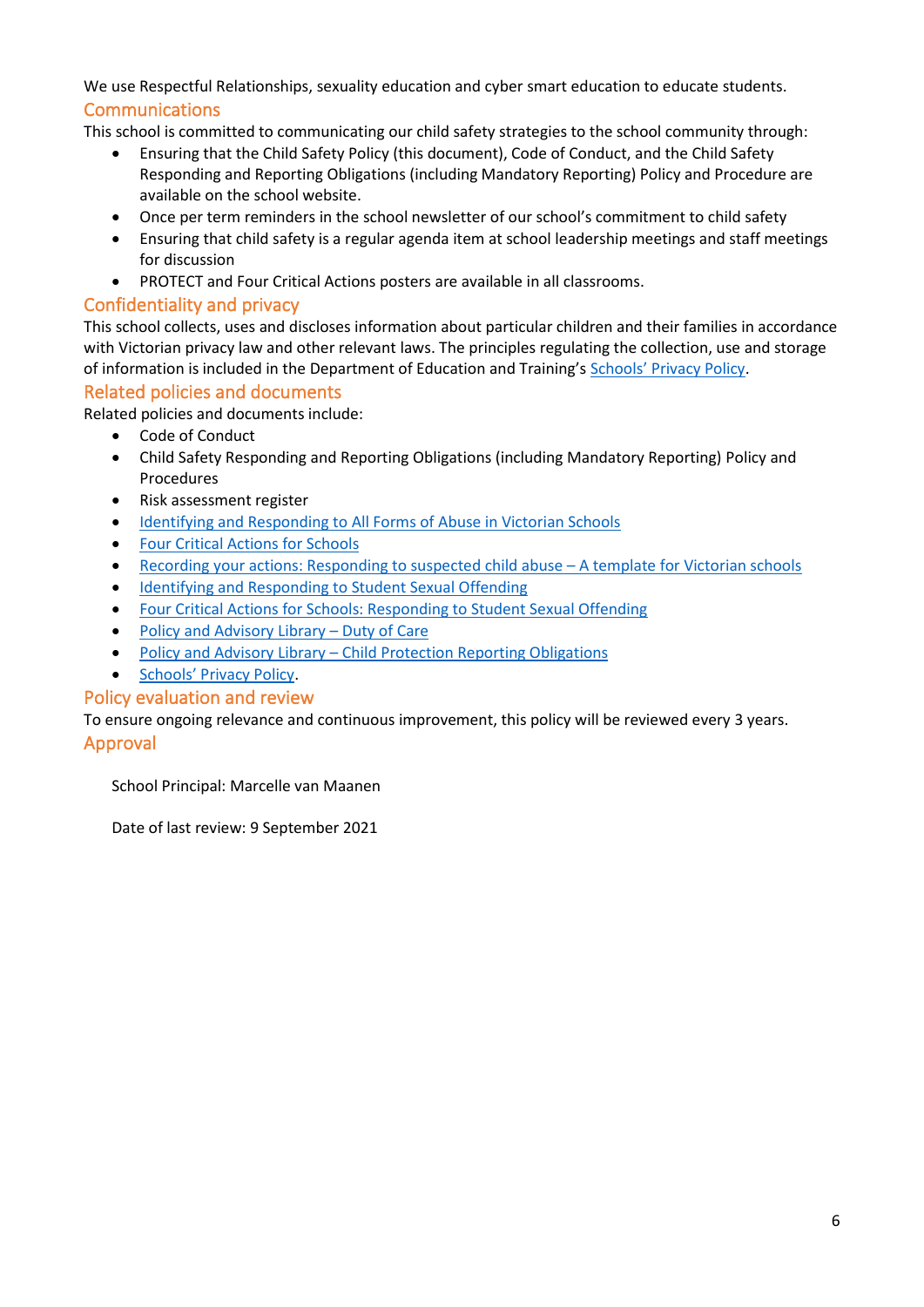We use Respectful Relationships, sexuality education and cyber smart education to educate students.

## Communications

This school is committed to communicating our child safety strategies to the school community through:

- Ensuring that the Child Safety Policy (this document), Code of Conduct, and the Child Safety Responding and Reporting Obligations (including Mandatory Reporting) Policy and Procedure are available on the school website.
- Once per term reminders in the school newsletter of our school's commitment to child safety
- Ensuring that child safety is a regular agenda item at school leadership meetings and staff meetings for discussion
- PROTECT and Four Critical Actions posters are available in all classrooms.

## Confidentiality and privacy

This school collects, uses and discloses information about particular children and their families in accordance with Victorian privacy law and other relevant laws. The principles regulating the collection, use and storage of information is included in the Department of Education and Training's Schools' Privacy Policy.

## Related policies and documents

Related policies and documents include:

- Code of Conduct
- Child Safety Responding and Reporting Obligations (including Mandatory Reporting) Policy and Procedures
- Risk assessment register
- Identifying and Responding to All Forms of Abuse in Victorian Schools
- Four Critical Actions for Schools
- Recording your actions: Responding to suspected child abuse – A template for Victorian schools
- Identifying and Responding to Student Sexual Offending
- Four Critical Actions for Schools: Responding to Student Sexual Offending
- Policy and Advisory Library – Duty of Care
- Policy and Advisory Library – Child Protection Reporting Obligations
- Schools' Privacy Policy.

## Policy evaluation and review

To ensure ongoing relevance and continuous improvement, this policy will be reviewed every 3 years.

## Approval

School Principal: Marcelle van Maanen

Date of last review: 9 September 2021